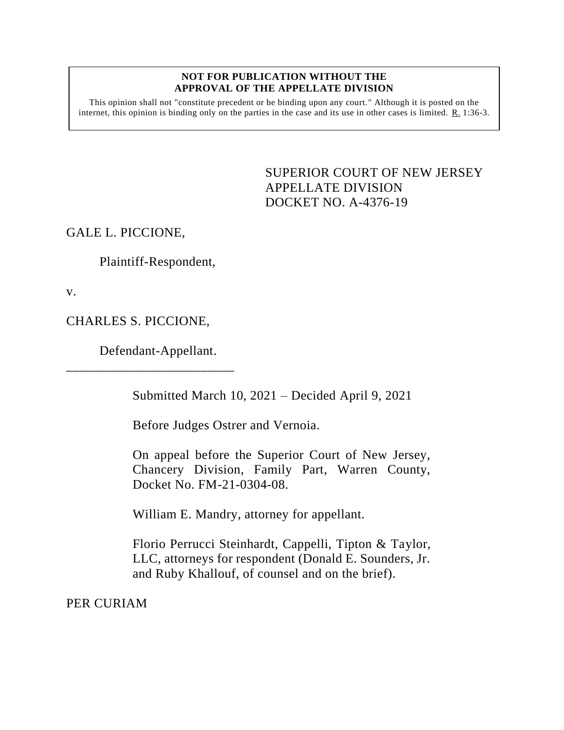**NOT FOR PUBLICATION WITHOUT THE APPROVAL OF THE APPELLATE DIVISION**

This opinion shall not "constitute precedent or be binding upon any court." Although it is posted on the internet, this opinion is binding only on the parties in the case and its use in other cases is limited. R. 1:36-3.

SUPERIOR COURT OF NEW JERSEY
APPELLATE DIVISION
DOCKET NO. A-4376-19

GALE L. PICCIONE,

Plaintiff-Respondent,

v.

CHARLES S. PICCIONE,

Defendant-Appellant.

\_\_\_\_\_\_\_\_\_\_\_\_\_\_\_\_\_\_\_\_\_\_\_\_\_\_\_

Submitted March 10, 2021 – Decided April 9, 2021

Before Judges Ostrer and Vernoia.

On appeal before the Superior Court of New Jersey, Chancery Division, Family Part, Warren County, Docket No. FM-21-0304-08.

William E. Mandry, attorney for appellant.

Florio Perrucci Steinhardt, Cappelli, Tipton & Taylor, LLC, attorneys for respondent (Donald E. Sounders, Jr. and Ruby Khallouf, of counsel and on the brief).

PER CURIAM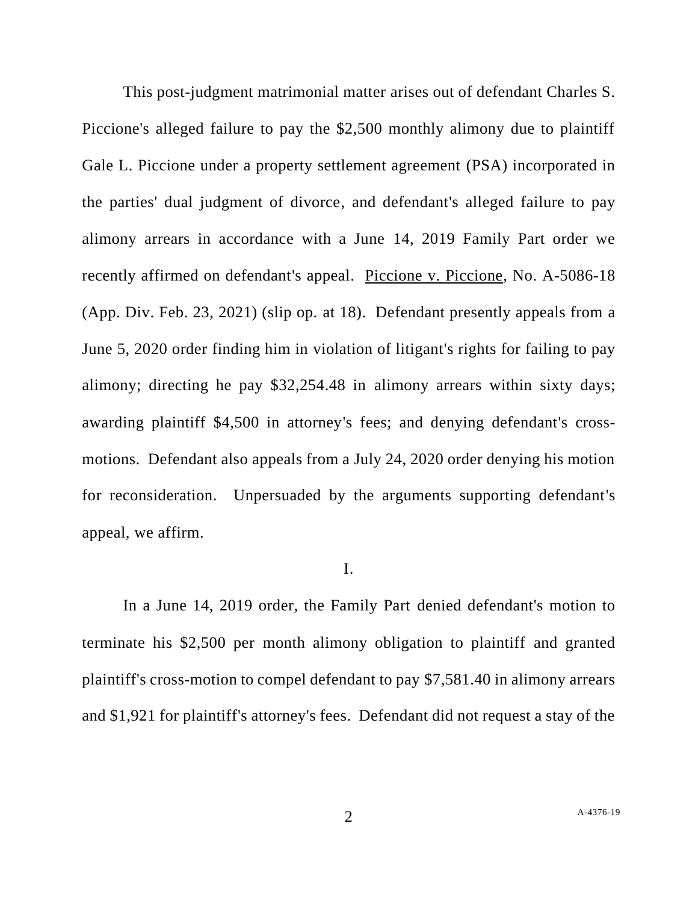This post-judgment matrimonial matter arises out of defendant Charles S. Piccione's alleged failure to pay the $2,500 monthly alimony due to plaintiff Gale L. Piccione under a property settlement agreement (PSA) incorporated in the parties' dual judgment of divorce, and defendant's alleged failure to pay alimony arrears in accordance with a June 14, 2019 Family Part order we recently affirmed on defendant's appeal. Piccione v. Piccione, No. A-5086-18 (App. Div. Feb. 23, 2021) (slip op. at 18). Defendant presently appeals from a June 5, 2020 order finding him in violation of litigant's rights for failing to pay alimony; directing he pay $32,254.48 in alimony arrears within sixty days; awarding plaintiff $4,500 in attorney's fees; and denying defendant's cross-motions. Defendant also appeals from a July 24, 2020 order denying his motion for reconsideration. Unpersuaded by the arguments supporting defendant's appeal, we affirm.

## I.

In a June 14, 2019 order, the Family Part denied defendant's motion to terminate his $2,500 per month alimony obligation to plaintiff and granted plaintiff's cross-motion to compel defendant to pay $7,581.40 in alimony arrears and $1,921 for plaintiff's attorney's fees. Defendant did not request a stay of the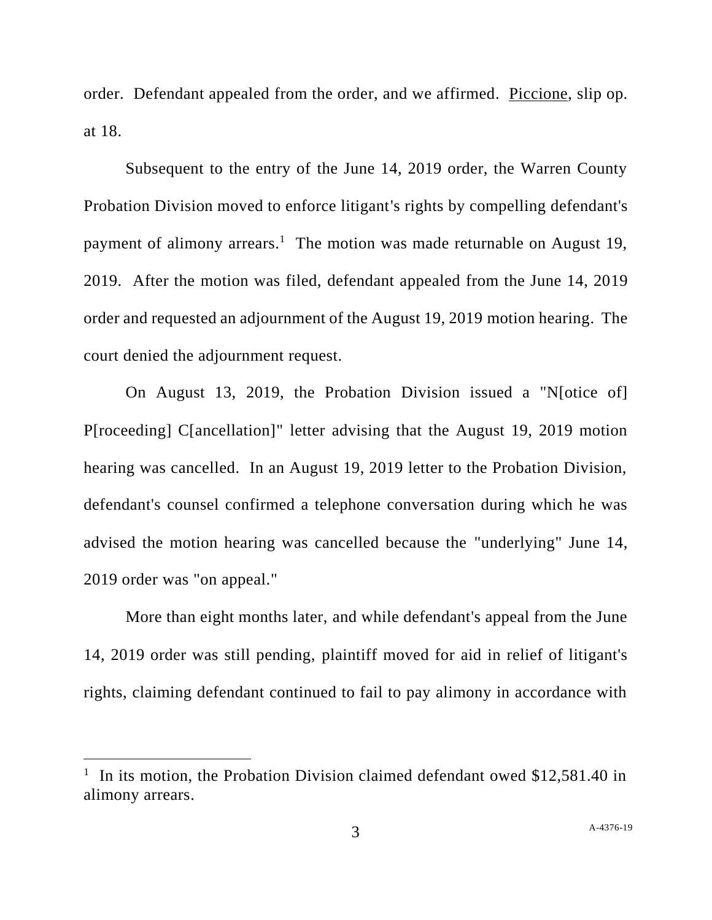order. Defendant appealed from the order, and we affirmed. Piccione, slip op. at 18.

Subsequent to the entry of the June 14, 2019 order, the Warren County Probation Division moved to enforce litigant's rights by compelling defendant's payment of alimony arrears.[1] The motion was made returnable on August 19, 2019. After the motion was filed, defendant appealed from the June 14, 2019 order and requested an adjournment of the August 19, 2019 motion hearing. The court denied the adjournment request.

On August 13, 2019, the Probation Division issued a "N[otice of] P[roceeding] C[ancellation]" letter advising that the August 19, 2019 motion hearing was cancelled. In an August 19, 2019 letter to the Probation Division, defendant's counsel confirmed a telephone conversation during which he was advised the motion hearing was cancelled because the "underlying" June 14, 2019 order was "on appeal."

More than eight months later, and while defendant's appeal from the June 14, 2019 order was still pending, plaintiff moved for aid in relief of litigant's rights, claiming defendant continued to fail to pay alimony in accordance with

[1] In its motion, the Probation Division claimed defendant owed $12,581.40 in alimony arrears.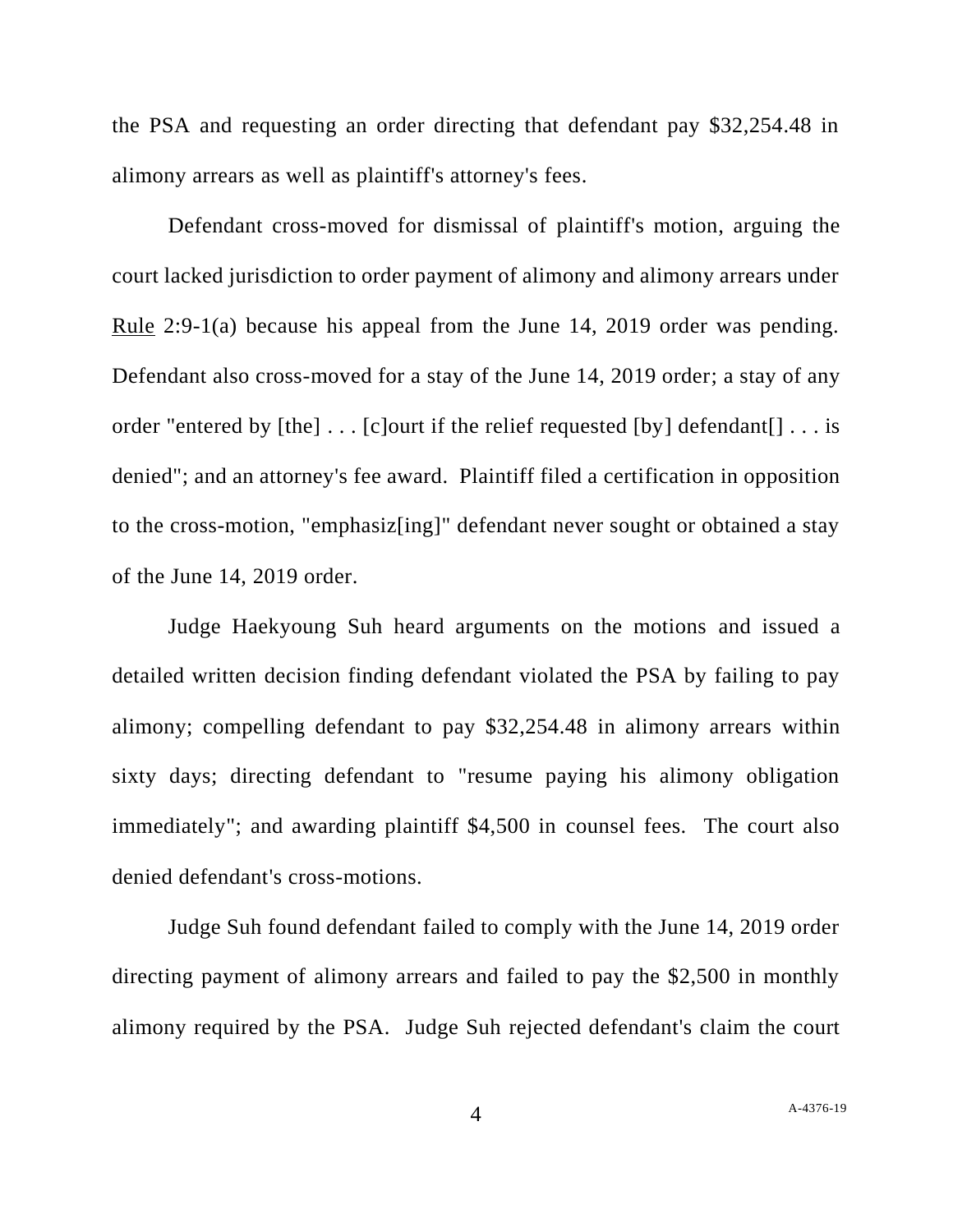the PSA and requesting an order directing that defendant pay $32,254.48 in alimony arrears as well as plaintiff's attorney's fees.

Defendant cross-moved for dismissal of plaintiff's motion, arguing the court lacked jurisdiction to order payment of alimony and alimony arrears under Rule 2:9-1(a) because his appeal from the June 14, 2019 order was pending. Defendant also cross-moved for a stay of the June 14, 2019 order; a stay of any order "entered by [the] . . . [c]ourt if the relief requested [by] defendant[] . . . is denied"; and an attorney's fee award. Plaintiff filed a certification in opposition to the cross-motion, "emphasiz[ing]" defendant never sought or obtained a stay of the June 14, 2019 order.

Judge Haekyoung Suh heard arguments on the motions and issued a detailed written decision finding defendant violated the PSA by failing to pay alimony; compelling defendant to pay $32,254.48 in alimony arrears within sixty days; directing defendant to "resume paying his alimony obligation immediately"; and awarding plaintiff $4,500 in counsel fees. The court also denied defendant's cross-motions.

Judge Suh found defendant failed to comply with the June 14, 2019 order directing payment of alimony arrears and failed to pay the $2,500 in monthly alimony required by the PSA. Judge Suh rejected defendant's claim the court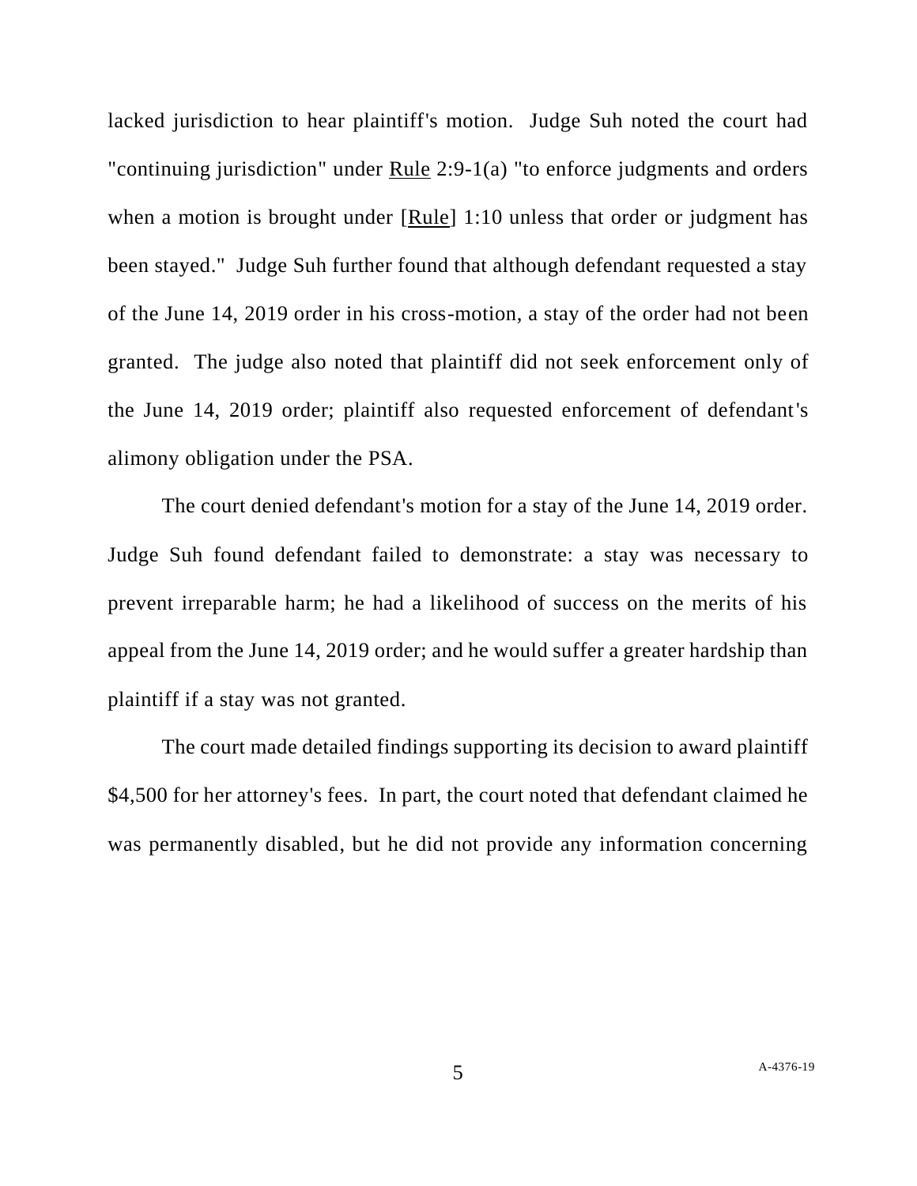lacked jurisdiction to hear plaintiff's motion. Judge Suh noted the court had "continuing jurisdiction" under Rule 2:9-1(a) "to enforce judgments and orders when a motion is brought under [Rule] 1:10 unless that order or judgment has been stayed." Judge Suh further found that although defendant requested a stay of the June 14, 2019 order in his cross-motion, a stay of the order had not been granted. The judge also noted that plaintiff did not seek enforcement only of the June 14, 2019 order; plaintiff also requested enforcement of defendant's alimony obligation under the PSA.

The court denied defendant's motion for a stay of the June 14, 2019 order. Judge Suh found defendant failed to demonstrate: a stay was necessary to prevent irreparable harm; he had a likelihood of success on the merits of his appeal from the June 14, 2019 order; and he would suffer a greater hardship than plaintiff if a stay was not granted.

The court made detailed findings supporting its decision to award plaintiff $4,500 for her attorney's fees. In part, the court noted that defendant claimed he was permanently disabled, but he did not provide any information concerning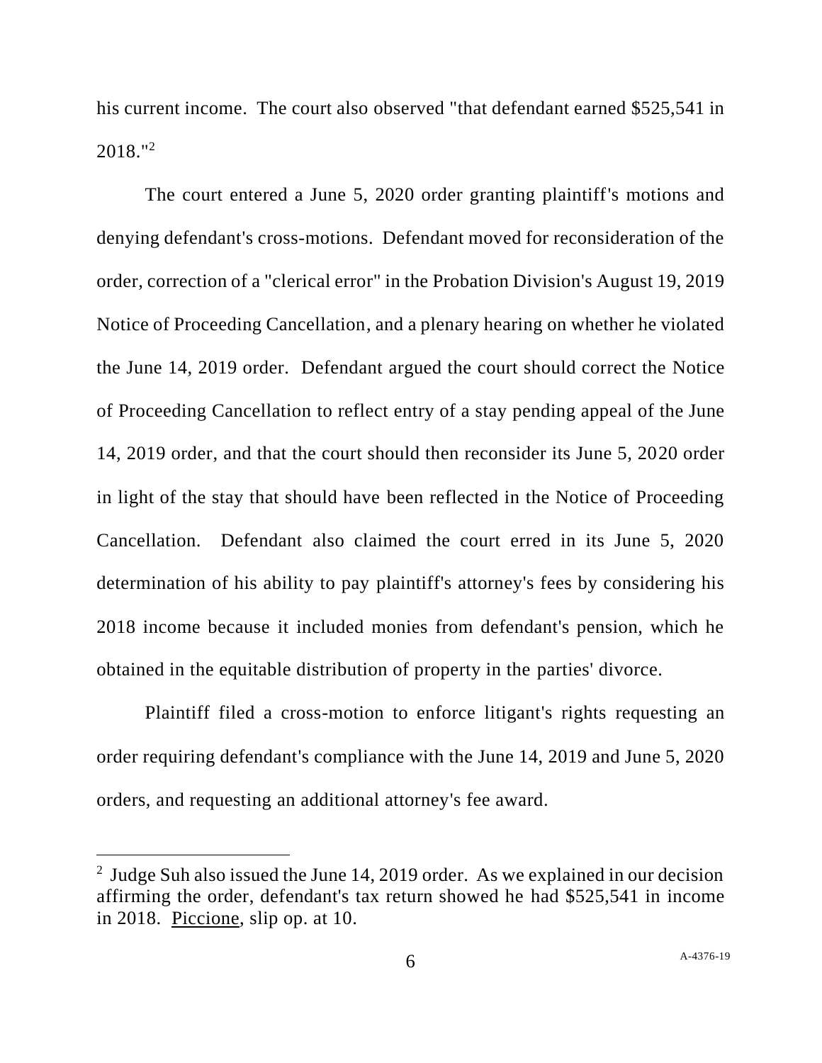his current income. The court also observed "that defendant earned $525,541 in 2018."[2]

The court entered a June 5, 2020 order granting plaintiff's motions and denying defendant's cross-motions. Defendant moved for reconsideration of the order, correction of a "clerical error" in the Probation Division's August 19, 2019 Notice of Proceeding Cancellation, and a plenary hearing on whether he violated the June 14, 2019 order. Defendant argued the court should correct the Notice of Proceeding Cancellation to reflect entry of a stay pending appeal of the June 14, 2019 order, and that the court should then reconsider its June 5, 2020 order in light of the stay that should have been reflected in the Notice of Proceeding Cancellation. Defendant also claimed the court erred in its June 5, 2020 determination of his ability to pay plaintiff's attorney's fees by considering his 2018 income because it included monies from defendant's pension, which he obtained in the equitable distribution of property in the parties' divorce.

Plaintiff filed a cross-motion to enforce litigant's rights requesting an order requiring defendant's compliance with the June 14, 2019 and June 5, 2020 orders, and requesting an additional attorney's fee award.

---

[2] Judge Suh also issued the June 14, 2019 order. As we explained in our decision affirming the order, defendant's tax return showed he had $525,541 in income in 2018. Piccione, slip op. at 10.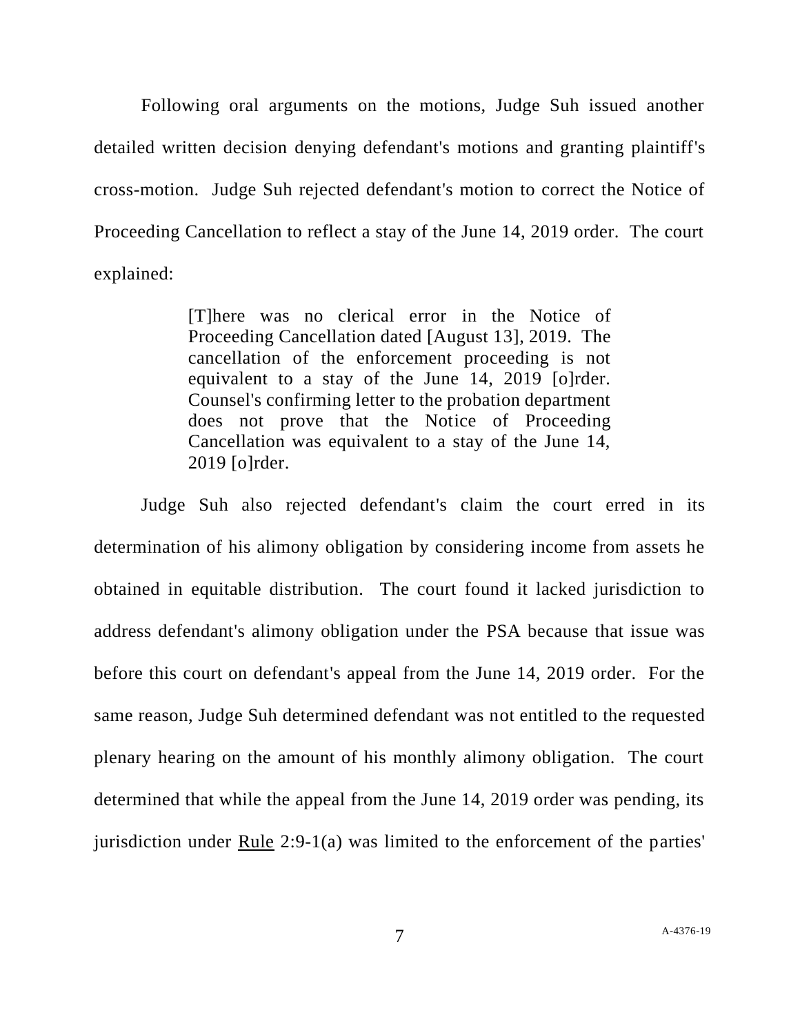Following oral arguments on the motions, Judge Suh issued another detailed written decision denying defendant's motions and granting plaintiff's cross-motion. Judge Suh rejected defendant's motion to correct the Notice of Proceeding Cancellation to reflect a stay of the June 14, 2019 order. The court explained:

> [T]here was no clerical error in the Notice of Proceeding Cancellation dated [August 13], 2019. The cancellation of the enforcement proceeding is not equivalent to a stay of the June 14, 2019 [o]rder. Counsel's confirming letter to the probation department does not prove that the Notice of Proceeding Cancellation was equivalent to a stay of the June 14, 2019 [o]rder.

Judge Suh also rejected defendant's claim the court erred in its determination of his alimony obligation by considering income from assets he obtained in equitable distribution. The court found it lacked jurisdiction to address defendant's alimony obligation under the PSA because that issue was before this court on defendant's appeal from the June 14, 2019 order. For the same reason, Judge Suh determined defendant was not entitled to the requested plenary hearing on the amount of his monthly alimony obligation. The court determined that while the appeal from the June 14, 2019 order was pending, its jurisdiction under Rule 2:9-1(a) was limited to the enforcement of the parties'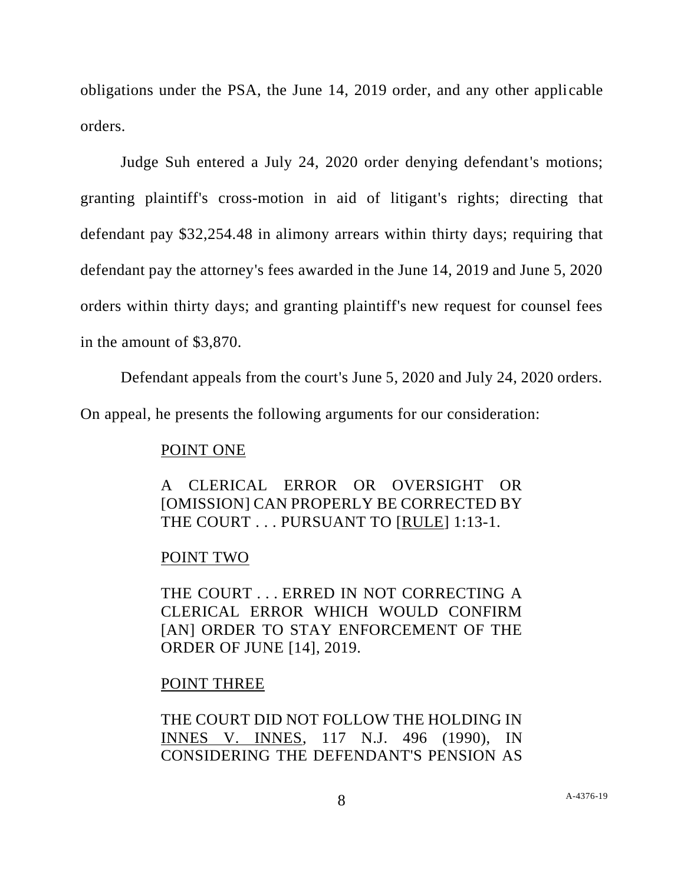obligations under the PSA, the June 14, 2019 order, and any other applicable orders.

Judge Suh entered a July 24, 2020 order denying defendant's motions; granting plaintiff's cross-motion in aid of litigant's rights; directing that defendant pay $32,254.48 in alimony arrears within thirty days; requiring that defendant pay the attorney's fees awarded in the June 14, 2019 and June 5, 2020 orders within thirty days; and granting plaintiff's new request for counsel fees in the amount of $3,870.

Defendant appeals from the court's June 5, 2020 and July 24, 2020 orders. On appeal, he presents the following arguments for our consideration:

> POINT ONE
>
> A CLERICAL ERROR OR OVERSIGHT OR [OMISSION] CAN PROPERLY BE CORRECTED BY THE COURT . . . PURSUANT TO [RULE] 1:13-1.
>
> POINT TWO
>
> THE COURT . . . ERRED IN NOT CORRECTING A CLERICAL ERROR WHICH WOULD CONFIRM [AN] ORDER TO STAY ENFORCEMENT OF THE ORDER OF JUNE [14], 2019.
>
> POINT THREE
>
> THE COURT DID NOT FOLLOW THE HOLDING IN INNES V. INNES, 117 N.J. 496 (1990), IN CONSIDERING THE DEFENDANT'S PENSION AS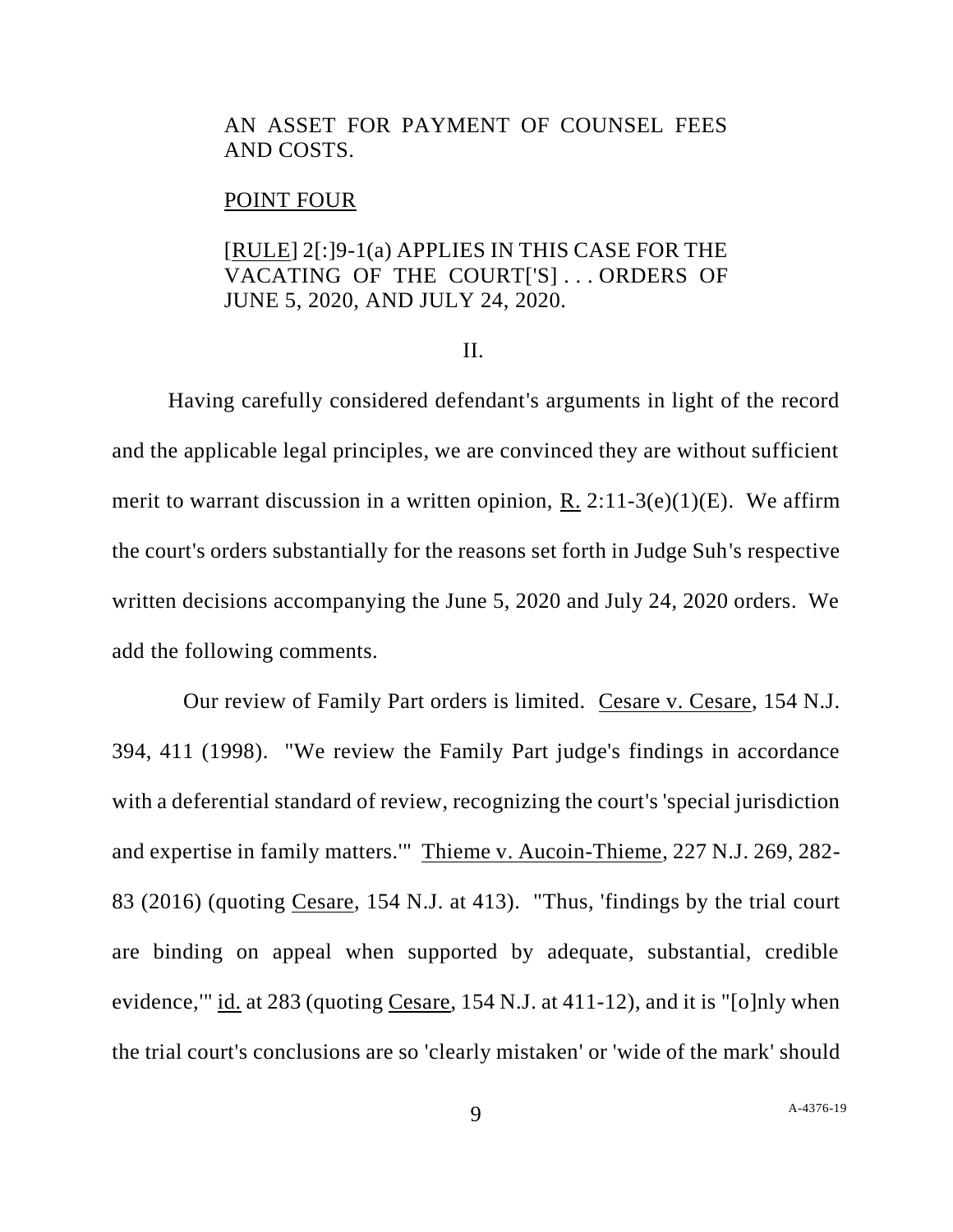AN ASSET FOR PAYMENT OF COUNSEL FEES AND COSTS.

POINT FOUR

[RULE] 2[:]9-1(a) APPLIES IN THIS CASE FOR THE VACATING OF THE COURT['S] . . . ORDERS OF JUNE 5, 2020, AND JULY 24, 2020.

II.

Having carefully considered defendant's arguments in light of the record and the applicable legal principles, we are convinced they are without sufficient merit to warrant discussion in a written opinion, R. 2:11-3(e)(1)(E). We affirm the court's orders substantially for the reasons set forth in Judge Suh's respective written decisions accompanying the June 5, 2020 and July 24, 2020 orders. We add the following comments.

Our review of Family Part orders is limited. Cesare v. Cesare, 154 N.J. 394, 411 (1998). "We review the Family Part judge's findings in accordance with a deferential standard of review, recognizing the court's 'special jurisdiction and expertise in family matters.'" Thieme v. Aucoin-Thieme, 227 N.J. 269, 282-83 (2016) (quoting Cesare, 154 N.J. at 413). "Thus, 'findings by the trial court are binding on appeal when supported by adequate, substantial, credible evidence,'" id. at 283 (quoting Cesare, 154 N.J. at 411-12), and it is "[o]nly when the trial court's conclusions are so 'clearly mistaken' or 'wide of the mark' should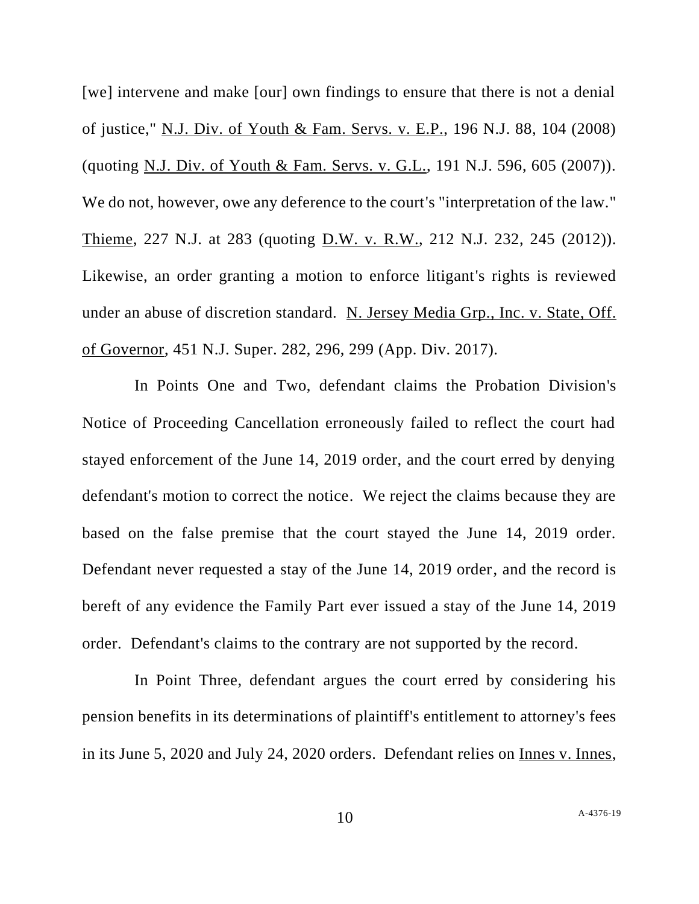[we] intervene and make [our] own findings to ensure that there is not a denial of justice," N.J. Div. of Youth & Fam. Servs. v. E.P., 196 N.J. 88, 104 (2008) (quoting N.J. Div. of Youth & Fam. Servs. v. G.L., 191 N.J. 596, 605 (2007)). We do not, however, owe any deference to the court's "interpretation of the law." Thieme, 227 N.J. at 283 (quoting D.W. v. R.W., 212 N.J. 232, 245 (2012)). Likewise, an order granting a motion to enforce litigant's rights is reviewed under an abuse of discretion standard. N. Jersey Media Grp., Inc. v. State, Off. of Governor, 451 N.J. Super. 282, 296, 299 (App. Div. 2017).

In Points One and Two, defendant claims the Probation Division's Notice of Proceeding Cancellation erroneously failed to reflect the court had stayed enforcement of the June 14, 2019 order, and the court erred by denying defendant's motion to correct the notice. We reject the claims because they are based on the false premise that the court stayed the June 14, 2019 order. Defendant never requested a stay of the June 14, 2019 order, and the record is bereft of any evidence the Family Part ever issued a stay of the June 14, 2019 order. Defendant's claims to the contrary are not supported by the record.

In Point Three, defendant argues the court erred by considering his pension benefits in its determinations of plaintiff's entitlement to attorney's fees in its June 5, 2020 and July 24, 2020 orders. Defendant relies on Innes v. Innes,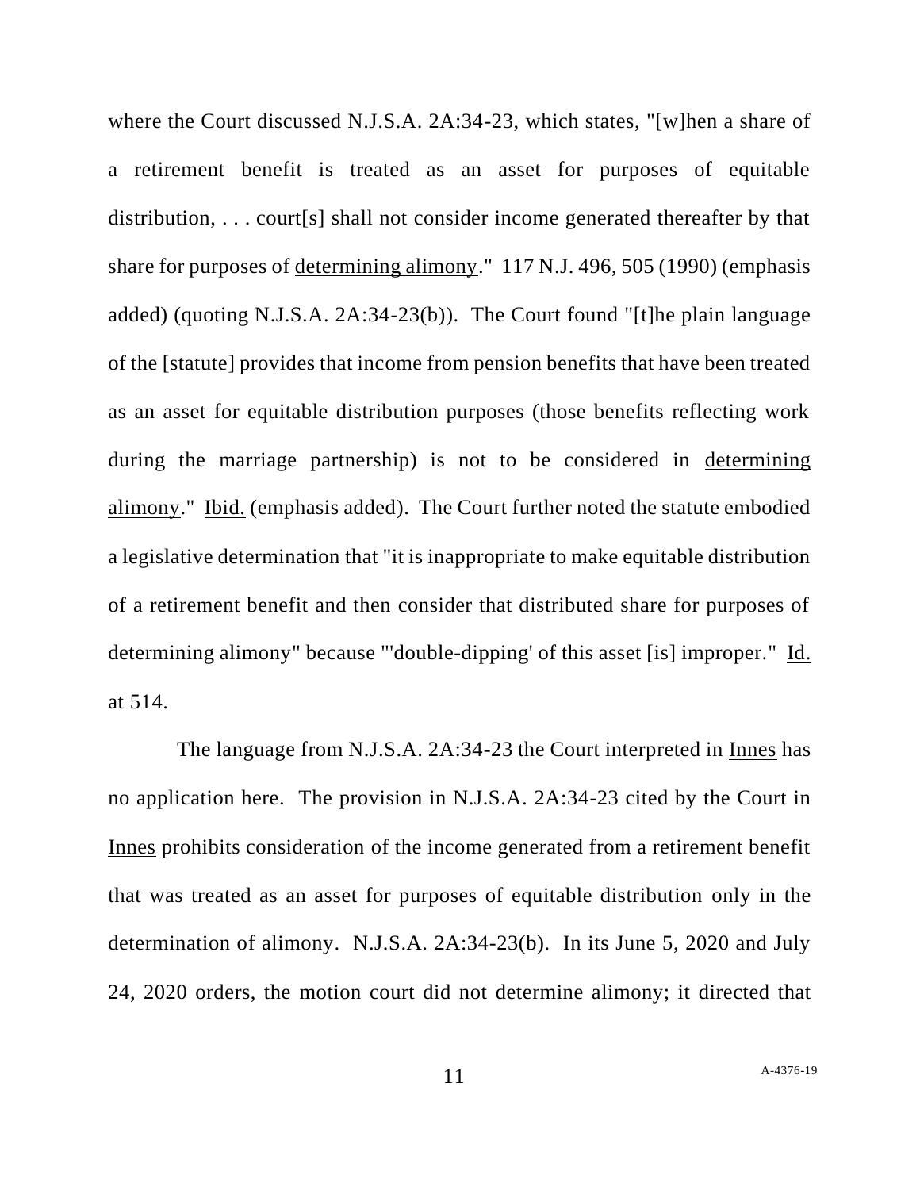where the Court discussed N.J.S.A. 2A:34-23, which states, "[w]hen a share of a retirement benefit is treated as an asset for purposes of equitable distribution, . . . court[s] shall not consider income generated thereafter by that share for purposes of determining alimony." 117 N.J. 496, 505 (1990) (emphasis added) (quoting N.J.S.A. 2A:34-23(b)). The Court found "[t]he plain language of the [statute] provides that income from pension benefits that have been treated as an asset for equitable distribution purposes (those benefits reflecting work during the marriage partnership) is not to be considered in determining alimony." Ibid. (emphasis added). The Court further noted the statute embodied a legislative determination that "it is inappropriate to make equitable distribution of a retirement benefit and then consider that distributed share for purposes of determining alimony" because "'double-dipping' of this asset [is] improper." Id. at 514.

The language from N.J.S.A. 2A:34-23 the Court interpreted in Innes has no application here. The provision in N.J.S.A. 2A:34-23 cited by the Court in Innes prohibits consideration of the income generated from a retirement benefit that was treated as an asset for purposes of equitable distribution only in the determination of alimony. N.J.S.A. 2A:34-23(b). In its June 5, 2020 and July 24, 2020 orders, the motion court did not determine alimony; it directed that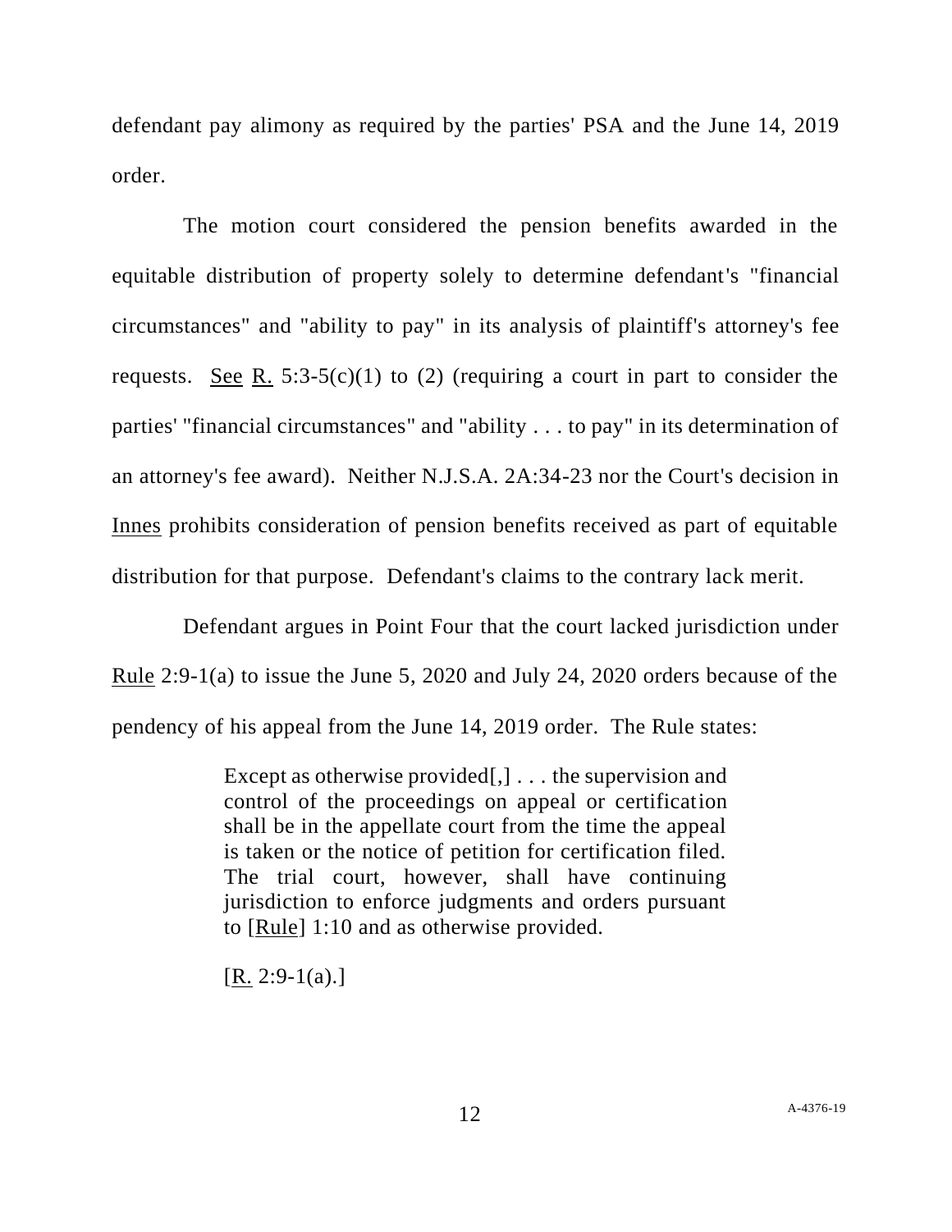defendant pay alimony as required by the parties' PSA and the June 14, 2019 order.

The motion court considered the pension benefits awarded in the equitable distribution of property solely to determine defendant's "financial circumstances" and "ability to pay" in its analysis of plaintiff's attorney's fee requests. See R. 5:3-5(c)(1) to (2) (requiring a court in part to consider the parties' "financial circumstances" and "ability . . . to pay" in its determination of an attorney's fee award). Neither N.J.S.A. 2A:34-23 nor the Court's decision in Innes prohibits consideration of pension benefits received as part of equitable distribution for that purpose. Defendant's claims to the contrary lack merit.

Defendant argues in Point Four that the court lacked jurisdiction under Rule 2:9-1(a) to issue the June 5, 2020 and July 24, 2020 orders because of the pendency of his appeal from the June 14, 2019 order. The Rule states:

> Except as otherwise provided[,] . . . the supervision and control of the proceedings on appeal or certification shall be in the appellate court from the time the appeal is taken or the notice of petition for certification filed. The trial court, however, shall have continuing jurisdiction to enforce judgments and orders pursuant to [Rule] 1:10 and as otherwise provided.
>
> [R. 2:9-1(a).]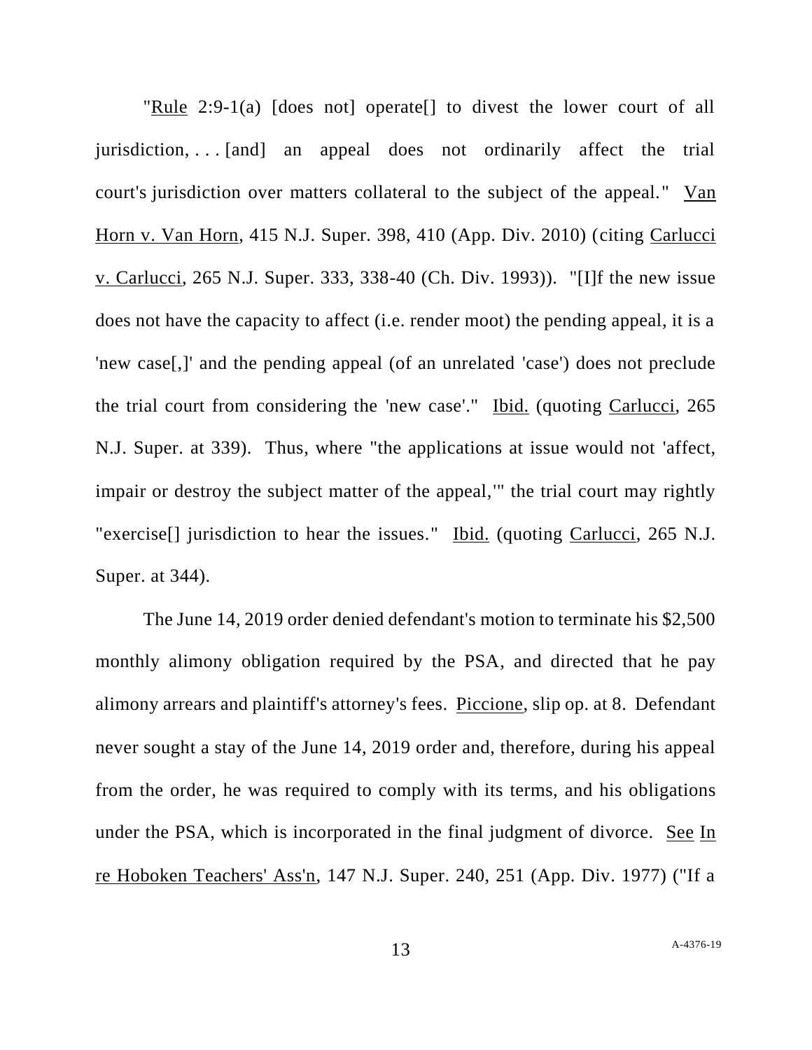"Rule 2:9-1(a) [does not] operate[] to divest the lower court of all jurisdiction, . . . [and] an appeal does not ordinarily affect the trial court's jurisdiction over matters collateral to the subject of the appeal." Van Horn v. Van Horn, 415 N.J. Super. 398, 410 (App. Div. 2010) (citing Carlucci v. Carlucci, 265 N.J. Super. 333, 338-40 (Ch. Div. 1993)). "[I]f the new issue does not have the capacity to affect (i.e. render moot) the pending appeal, it is a 'new case[,]' and the pending appeal (of an unrelated 'case') does not preclude the trial court from considering the 'new case'." Ibid. (quoting Carlucci, 265 N.J. Super. at 339). Thus, where "the applications at issue would not 'affect, impair or destroy the subject matter of the appeal,'" the trial court may rightly "exercise[] jurisdiction to hear the issues." Ibid. (quoting Carlucci, 265 N.J. Super. at 344).

The June 14, 2019 order denied defendant's motion to terminate his $2,500 monthly alimony obligation required by the PSA, and directed that he pay alimony arrears and plaintiff's attorney's fees. Piccione, slip op. at 8. Defendant never sought a stay of the June 14, 2019 order and, therefore, during his appeal from the order, he was required to comply with its terms, and his obligations under the PSA, which is incorporated in the final judgment of divorce. See In re Hoboken Teachers' Ass'n, 147 N.J. Super. 240, 251 (App. Div. 1977) ("If a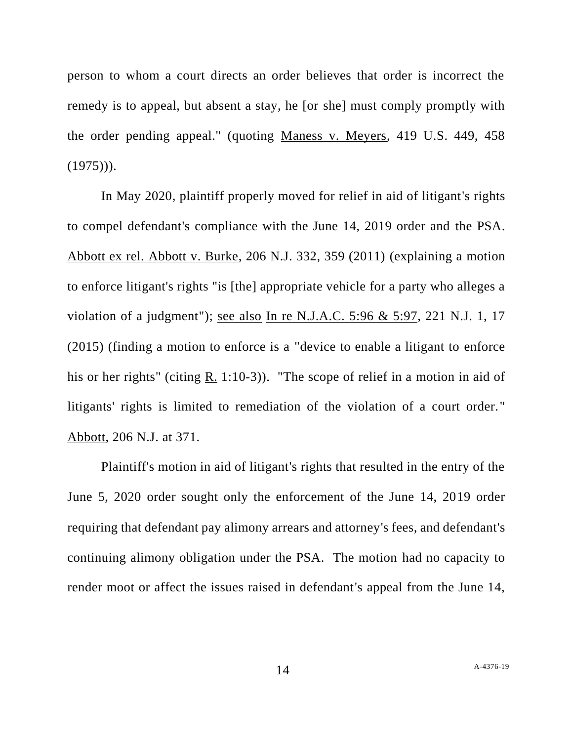person to whom a court directs an order believes that order is incorrect the remedy is to appeal, but absent a stay, he [or she] must comply promptly with the order pending appeal." (quoting Maness v. Meyers, 419 U.S. 449, 458 (1975))).

In May 2020, plaintiff properly moved for relief in aid of litigant's rights to compel defendant's compliance with the June 14, 2019 order and the PSA. Abbott ex rel. Abbott v. Burke, 206 N.J. 332, 359 (2011) (explaining a motion to enforce litigant's rights "is [the] appropriate vehicle for a party who alleges a violation of a judgment"); see also In re N.J.A.C. 5:96 & 5:97, 221 N.J. 1, 17 (2015) (finding a motion to enforce is a "device to enable a litigant to enforce his or her rights" (citing R. 1:10-3)). "The scope of relief in a motion in aid of litigants' rights is limited to remediation of the violation of a court order." Abbott, 206 N.J. at 371.

Plaintiff's motion in aid of litigant's rights that resulted in the entry of the June 5, 2020 order sought only the enforcement of the June 14, 2019 order requiring that defendant pay alimony arrears and attorney's fees, and defendant's continuing alimony obligation under the PSA. The motion had no capacity to render moot or affect the issues raised in defendant's appeal from the June 14,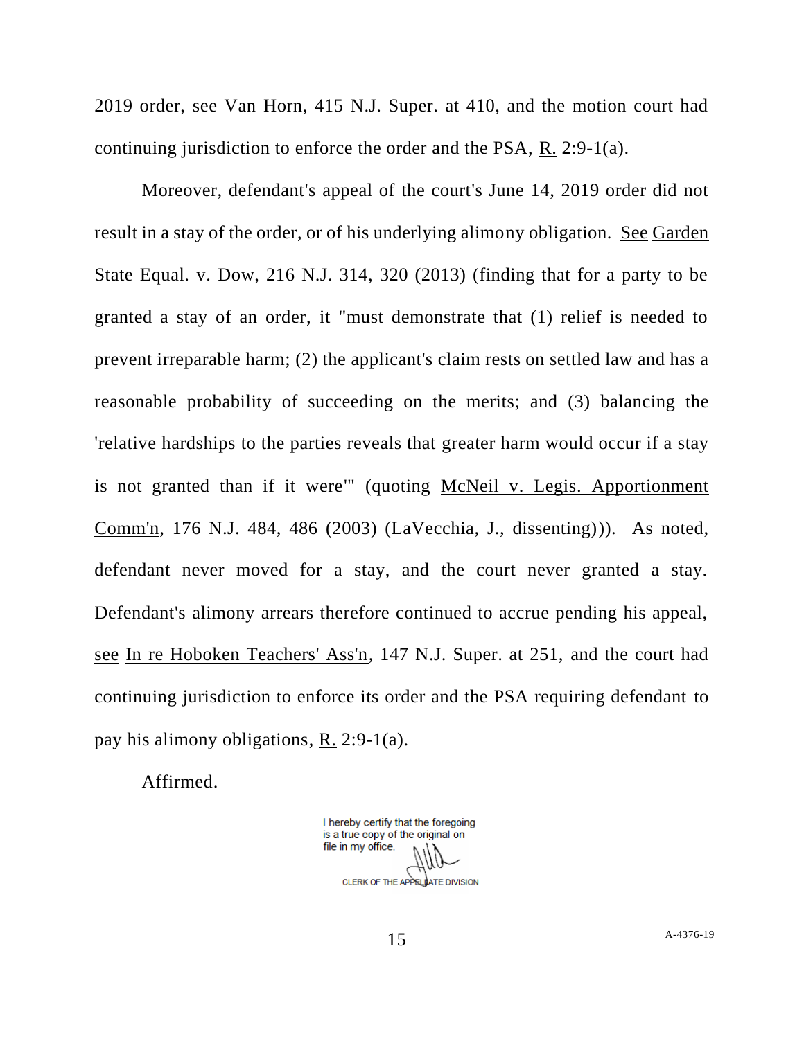2019 order, see Van Horn, 415 N.J. Super. at 410, and the motion court had continuing jurisdiction to enforce the order and the PSA, R. 2:9-1(a).

Moreover, defendant's appeal of the court's June 14, 2019 order did not result in a stay of the order, or of his underlying alimony obligation. See Garden State Equal. v. Dow, 216 N.J. 314, 320 (2013) (finding that for a party to be granted a stay of an order, it "must demonstrate that (1) relief is needed to prevent irreparable harm; (2) the applicant's claim rests on settled law and has a reasonable probability of succeeding on the merits; and (3) balancing the 'relative hardships to the parties reveals that greater harm would occur if a stay is not granted than if it were'" (quoting McNeil v. Legis. Apportionment Comm'n, 176 N.J. 484, 486 (2003) (LaVecchia, J., dissenting))). As noted, defendant never moved for a stay, and the court never granted a stay. Defendant's alimony arrears therefore continued to accrue pending his appeal, see In re Hoboken Teachers' Ass'n, 147 N.J. Super. at 251, and the court had continuing jurisdiction to enforce its order and the PSA requiring defendant to pay his alimony obligations, R. 2:9-1(a).

Affirmed.

I hereby certify that the foregoing is a true copy of the original on file in my office.

CLERK OF THE APPELLATE DIVISION

A-4376-19